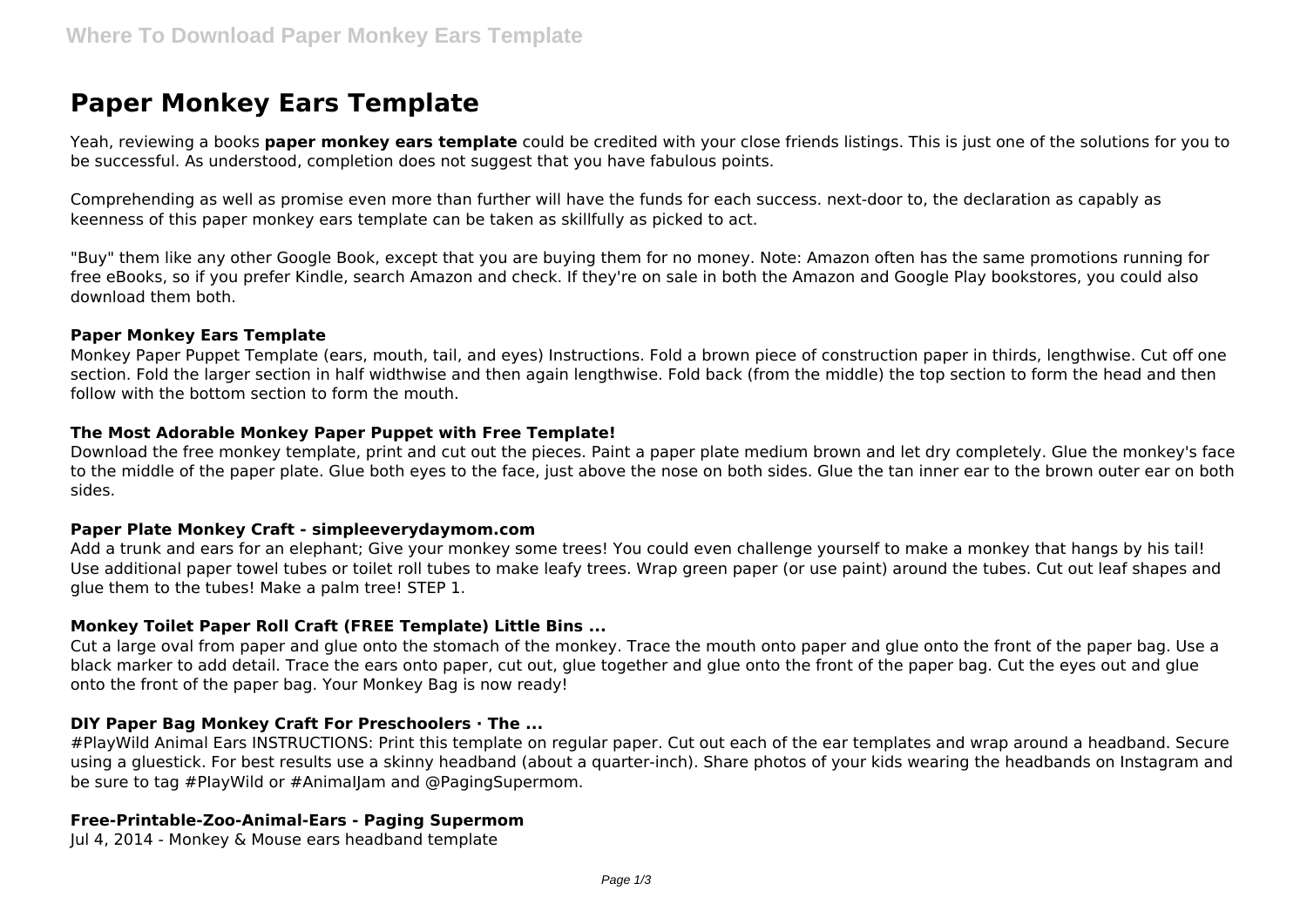# Paper Monkey Ears Template

Yeah, reviewing a books **paper monkey ears template** could be credited with your close friends listings. This is just one of the solutions for you to be successful. As understood, completion does not suggest that you have fabulous points.

Comprehending as well as promise even more than further will have the funds for each success. next-door to, the declaration as capably as keenness of this paper monkey ears template can be taken as skillfully as picked to act.

"Buy" them like any other Google Book, except that you are buying them for no money. Note: Amazon often has the same promotions running for free eBooks, so if you prefer Kindle, search Amazon and check. If they're on sale in both the Amazon and Google Play bookstores, you could also download them both.

### Paper Monkey Ears Template

Monkey Paper Puppet Template (ears, mouth, tail, and eyes) Instructions. Fold a brown piece of construction paper in thirds, lengthwise. Cut off one section. Fold the larger section in half widthwise and then again lengthwise. Fold back (from the middle) the top section to form the head and then follow with the bottom section to form the mouth.

### The Most Adorable Monkey Paper Puppet with Free Template!

Download the free monkey template, print and cut out the pieces. Paint a paper plate medium brown and let dry completely. Glue the monkey's face to the middle of the paper plate. Glue both eyes to the face, just above the nose on both sides. Glue the tan inner ear to the brown outer ear on both sides.

### Paper Plate Monkey Craft - simpleeverydaymom.com

Add a trunk and ears for an elephant; Give your monkey some trees! You could even challenge yourself to make a monkey that hangs by his tail! Use additional paper towel tubes or toilet roll tubes to make leafy trees. Wrap green paper (or use paint) around the tubes. Cut out leaf shapes and glue them to the tubes! Make a palm tree! STEP 1.

### Monkey Toilet Paper Roll Craft (FREE Template) Little Bins ...

Cut a large oval from paper and glue onto the stomach of the monkey. Trace the mouth onto paper and glue onto the front of the paper bag. Use a black marker to add detail. Trace the ears onto paper, cut out, glue together and glue onto the front of the paper bag. Cut the eyes out and glue onto the front of the paper bag. Your Monkey Bag is now ready!

### DIY Paper Bag Monkey Craft For Preschoolers · The ...

#PlayWild Animal Ears INSTRUCTIONS: Print this template on regular paper. Cut out each of the ear templates and wrap around a headband. Secure using a gluestick. For best results use a skinny headband (about a quarter-inch). Share photos of your kids wearing the headbands on Instagram and be sure to tag #PlayWild or #AnimalJam and @PagingSupermom.

### Free-Printable-Zoo-Animal-Ears - Paging Supermom

Jul 4, 2014 - Monkey & Mouse ears headband template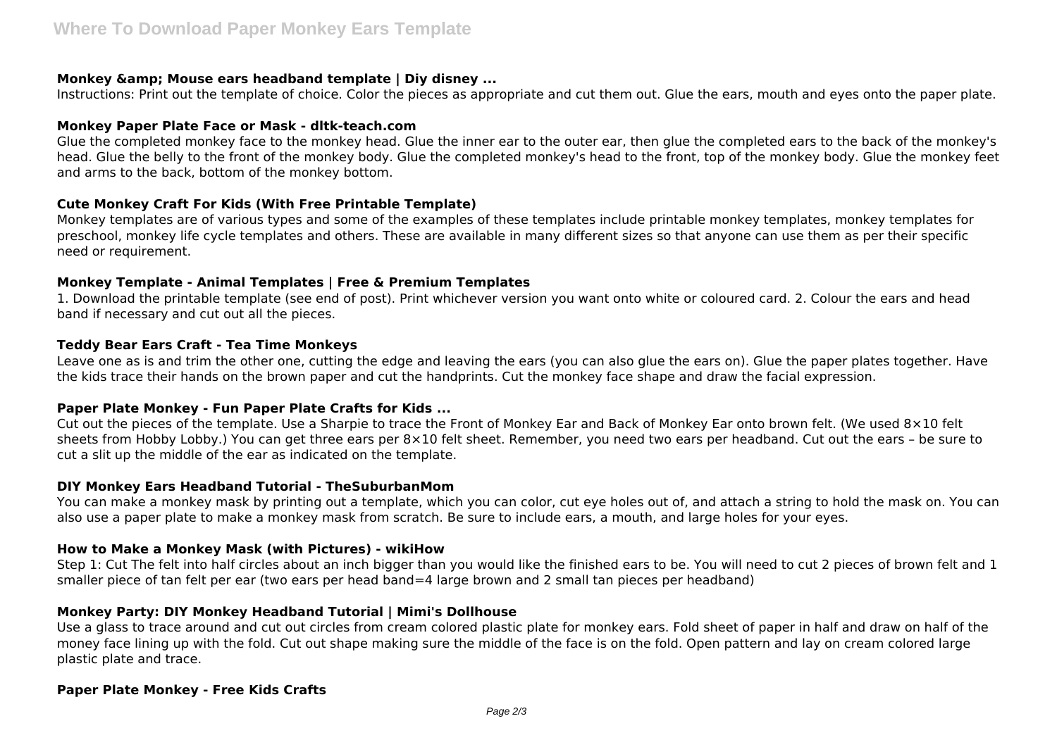**Monkey &amp; Mouse ears headband template | Diy disney ...**

Instructions: Print out the template of choice. Color the pieces as appropriate and cut them out. Glue the ears, mouth and eyes onto the paper plate.

**Monkey Paper Plate Face or Mask - dltk-teach.com**

Glue the completed monkey face to the monkey head. Glue the inner ear to the outer ear, then glue the completed ears to the back of the monkey's head. Glue the belly to the front of the monkey body. Glue the completed monkey's head to the front, top of the monkey body. Glue the monkey feet and arms to the back, bottom of the monkey bottom.

**Cute Monkey Craft For Kids (With Free Printable Template)**

Monkey templates are of various types and some of the examples of these templates include printable monkey templates, monkey templates for preschool, monkey life cycle templates and others. These are available in many different sizes so that anyone can use them as per their specific need or requirement.

**Monkey Template - Animal Templates | Free & Premium Templates**

1. Download the printable template (see end of post). Print whichever version you want onto white or coloured card. 2. Colour the ears and head band if necessary and cut out all the pieces.

**Teddy Bear Ears Craft - Tea Time Monkeys**

Leave one as is and trim the other one, cutting the edge and leaving the ears (you can also glue the ears on). Glue the paper plates together. Have the kids trace their hands on the brown paper and cut the handprints. Cut the monkey face shape and draw the facial expression.

**Paper Plate Monkey - Fun Paper Plate Crafts for Kids ...**

Cut out the pieces of the template. Use a Sharpie to trace the Front of Monkey Ear and Back of Monkey Ear onto brown felt. (We used 8×10 felt sheets from Hobby Lobby.) You can get three ears per 8×10 felt sheet. Remember, you need two ears per headband. Cut out the ears – be sure to cut a slit up the middle of the ear as indicated on the template.

**DIY Monkey Ears Headband Tutorial - TheSuburbanMom**

You can make a monkey mask by printing out a template, which you can color, cut eye holes out of, and attach a string to hold the mask on. You can also use a paper plate to make a monkey mask from scratch. Be sure to include ears, a mouth, and large holes for your eyes.

**How to Make a Monkey Mask (with Pictures) - wikiHow**

Step 1: Cut The felt into half circles about an inch bigger than you would like the finished ears to be. You will need to cut 2 pieces of brown felt and 1 smaller piece of tan felt per ear (two ears per head band=4 large brown and 2 small tan pieces per headband)

**Monkey Party: DIY Monkey Headband Tutorial | Mimi's Dollhouse**

Use a glass to trace around and cut out circles from cream colored plastic plate for monkey ears. Fold sheet of paper in half and draw on half of the money face lining up with the fold. Cut out shape making sure the middle of the face is on the fold. Open pattern and lay on cream colored large plastic plate and trace.

**Paper Plate Monkey - Free Kids Crafts**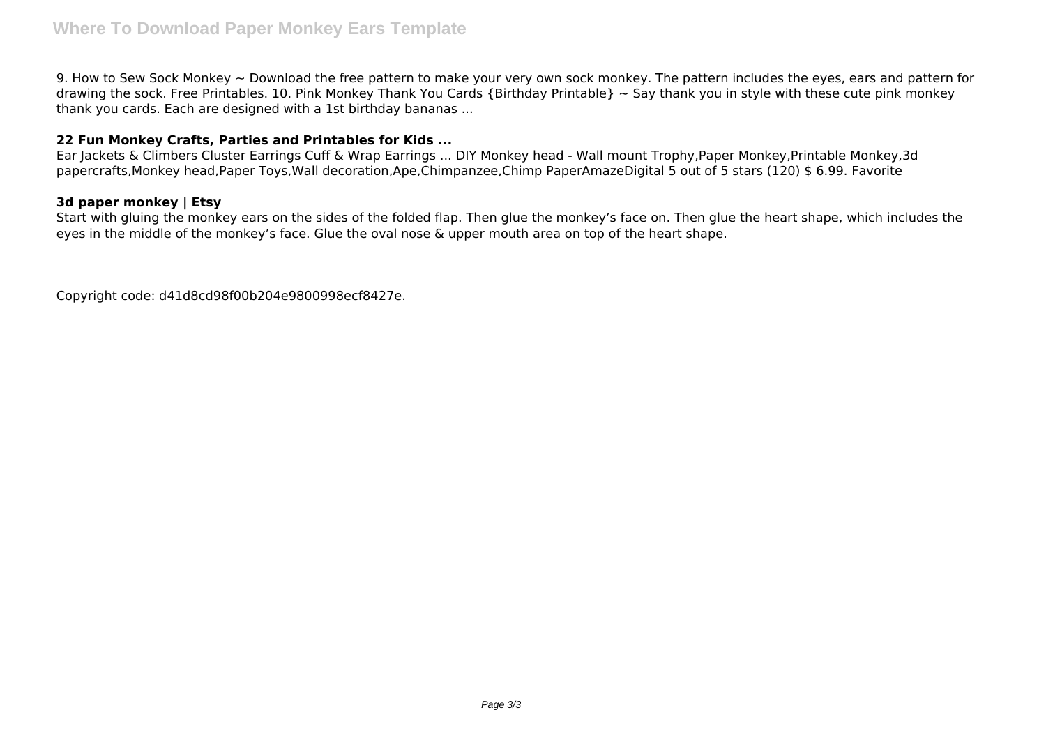9. How to Sew Sock Monkey ~ Download the free pattern to make your very own sock monkey. The pattern includes the eyes, ears and pattern for drawing the sock. Free Printables. 10. Pink Monkey Thank You Cards {Birthday Printable} ~ Say thank you in style with these cute pink monkey thank you cards. Each are designed with a 1st birthday bananas ...

**22 Fun Monkey Crafts, Parties and Printables for Kids ...**

Ear Jackets & Climbers Cluster Earrings Cuff & Wrap Earrings ... DIY Monkey head - Wall mount Trophy,Paper Monkey,Printable Monkey,3d papercrafts,Monkey head,Paper Toys,Wall decoration,Ape,Chimpanzee,Chimp PaperAmazeDigital 5 out of 5 stars (120) $ 6.99. Favorite

**3d paper monkey | Etsy**

Start with gluing the monkey ears on the sides of the folded flap. Then glue the monkey's face on. Then glue the heart shape, which includes the eyes in the middle of the monkey's face. Glue the oval nose & upper mouth area on top of the heart shape.

Copyright code: d41d8cd98f00b204e9800998ecf8427e.